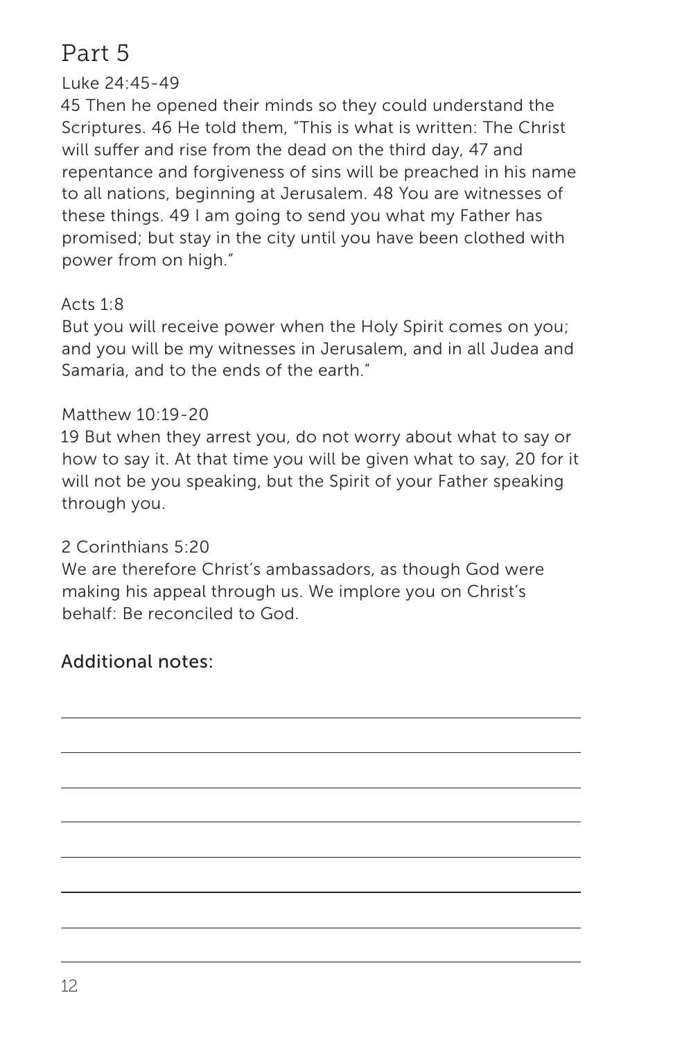# Part 5

Luke 24:45-49

45 Then he opened their minds so they could understand the Scriptures. 46 He told them, "This is what is written: The Christ will suffer and rise from the dead on the third day, 47 and repentance and forgiveness of sins will be preached in his name to all nations, beginning at Jerusalem. 48 You are witnesses of these things. 49 I am going to send you what my Father has promised; but stay in the city until you have been clothed with power from on high."

Acts 1:8

But you will receive power when the Holy Spirit comes on you; and you will be my witnesses in Jerusalem, and in all Judea and Samaria, and to the ends of the earth."

Matthew 10:19-20

19 But when they arrest you, do not worry about what to say or how to say it. At that time you will be given what to say, 20 for it will not be you speaking, but the Spirit of your Father speaking through you.

2 Corinthians 5:20

We are therefore Christ's ambassadors, as though God were making his appeal through us. We implore you on Christ's behalf: Be reconciled to God.

## Additional notes: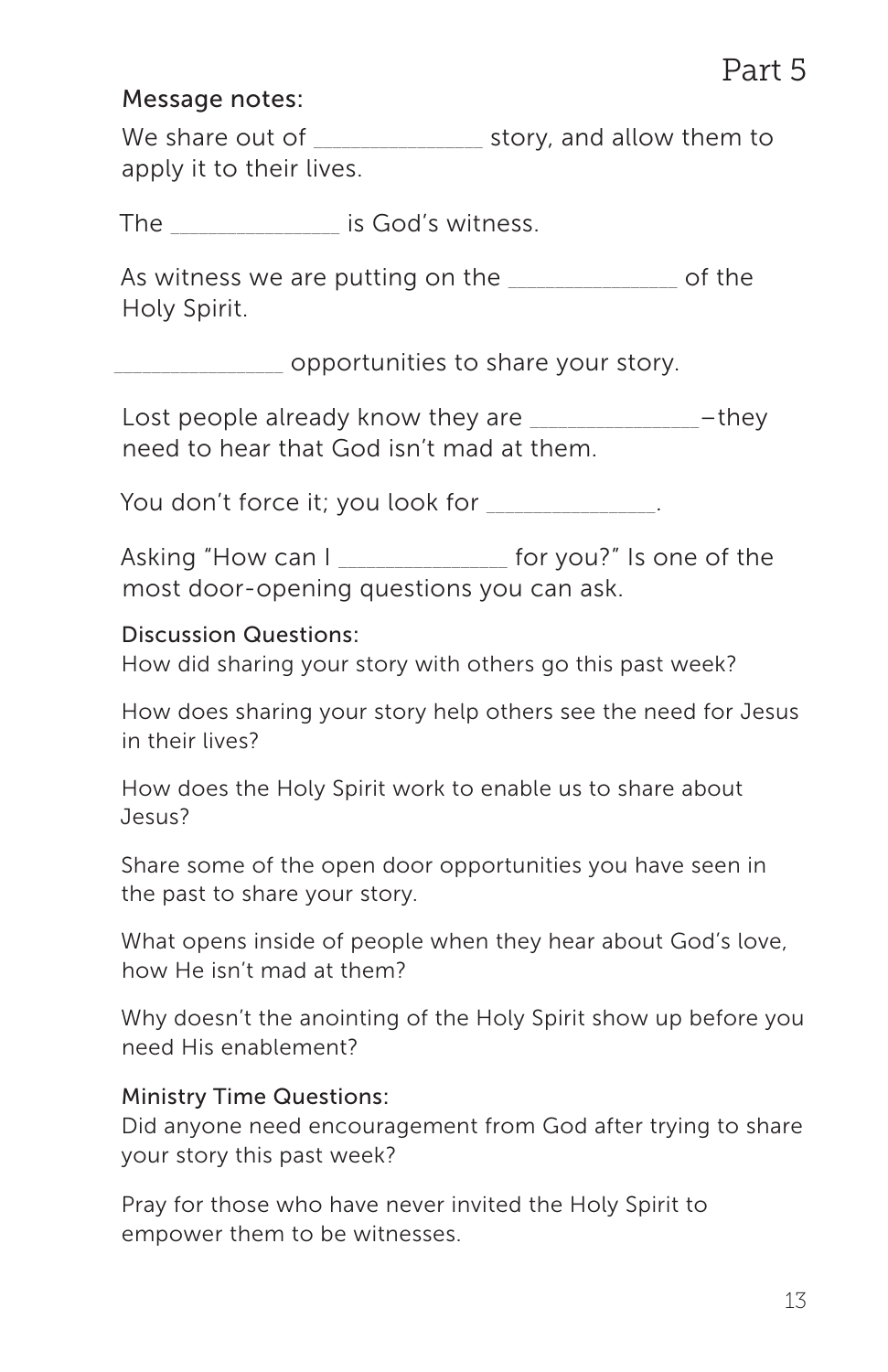# Part 5

### Message notes:

We share out of _____________ story, and allow them to apply it to their lives.

The _____________ is God's witness.

As witness we are putting on the _____________ of the Holy Spirit.

_____________ opportunities to share your story.

Lost people already know they are _____________–they need to hear that God isn't mad at them.

You don't force it; you look for _____________.

Asking "How can I _____________ for you?" Is one of the most door-opening questions you can ask.

### Discussion Questions:

How did sharing your story with others go this past week?

How does sharing your story help others see the need for Jesus in their lives?

How does the Holy Spirit work to enable us to share about Jesus?

Share some of the open door opportunities you have seen in the past to share your story.

What opens inside of people when they hear about God's love, how He isn't mad at them?

Why doesn't the anointing of the Holy Spirit show up before you need His enablement?

### Ministry Time Questions:

Did anyone need encouragement from God after trying to share your story this past week?

Pray for those who have never invited the Holy Spirit to empower them to be witnesses.